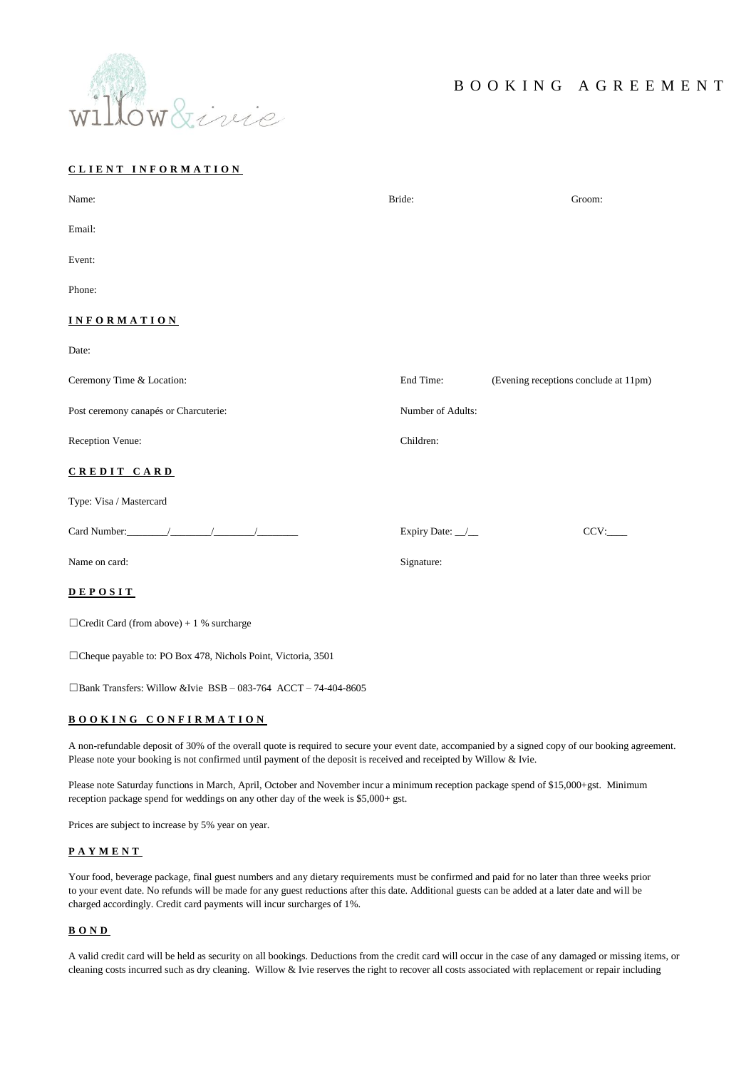willow&ivie

# BOOKING AGREEMENT

## CLIENT INFORMATION

Name: Bride: Groom:

Email:

Event:

Phone:

## INFORMATION

Date:

Ceremony Time & Location: End Time: (Evening receptions conclude at 11pm)

Post ceremony canapés or Charcuterie: Number of Adults:

Reception Venue: Children:

## CREDIT CARD

Type: Visa / Mastercard

Card Number:________/________/________/________ Expiry Date: __/__ CCV:____

Name on card: Signature:

## DEPOSIT

☐Credit Card (from above) + 1 % surcharge

☐Cheque payable to: PO Box 478, Nichols Point, Victoria, 3501

☐Bank Transfers: Willow &Ivie BSB – 083-764 ACCT – 74-404-8605

## BOOKING CONFIRMATION

A non-refundable deposit of 30% of the overall quote is required to secure your event date, accompanied by a signed copy of our booking agreement. Please note your booking is not confirmed until payment of the deposit is received and receipted by Willow & Ivie.

Please note Saturday functions in March, April, October and November incur a minimum reception package spend of $15,000+gst. Minimum reception package spend for weddings on any other day of the week is $5,000+ gst.

Prices are subject to increase by 5% year on year.

## PAYMENT

Your food, beverage package, final guest numbers and any dietary requirements must be confirmed and paid for no later than three weeks prior to your event date. No refunds will be made for any guest reductions after this date. Additional guests can be added at a later date and will be charged accordingly. Credit card payments will incur surcharges of 1%.

## BOND

A valid credit card will be held as security on all bookings. Deductions from the credit card will occur in the case of any damaged or missing items, or cleaning costs incurred such as dry cleaning. Willow & Ivie reserves the right to recover all costs associated with replacement or repair including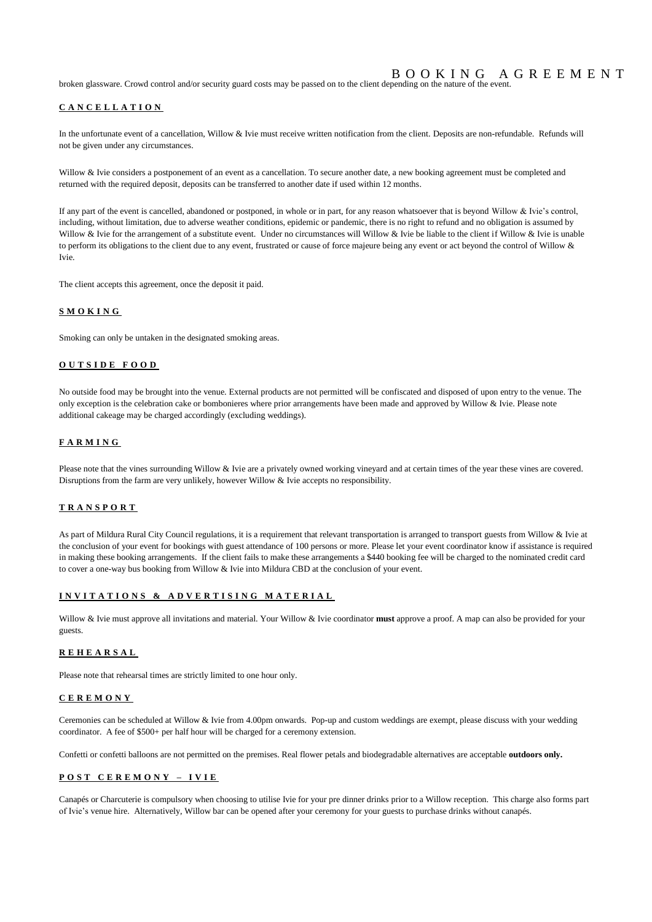broken glassware. Crowd control and/or security guard costs may be passed on to the client depending on the nature of the event.

## CANCELLATION

In the unfortunate event of a cancellation, Willow & Ivie must receive written notification from the client. Deposits are non-refundable. Refunds will not be given under any circumstances.

Willow & Ivie considers a postponement of an event as a cancellation. To secure another date, a new booking agreement must be completed and returned with the required deposit, deposits can be transferred to another date if used within 12 months.

If any part of the event is cancelled, abandoned or postponed, in whole or in part, for any reason whatsoever that is beyond Willow & Ivie's control, including, without limitation, due to adverse weather conditions, epidemic or pandemic, there is no right to refund and no obligation is assumed by Willow & Ivie for the arrangement of a substitute event. Under no circumstances will Willow & Ivie be liable to the client if Willow & Ivie is unable to perform its obligations to the client due to any event, frustrated or cause of force majeure being any event or act beyond the control of Willow & Ivie.

The client accepts this agreement, once the deposit it paid.

## SMOKING

Smoking can only be untaken in the designated smoking areas.

## OUTSIDE FOOD

No outside food may be brought into the venue. External products are not permitted will be confiscated and disposed of upon entry to the venue. The only exception is the celebration cake or bombonieres where prior arrangements have been made and approved by Willow & Ivie. Please note additional cakeage may be charged accordingly (excluding weddings).

## FARMING

Please note that the vines surrounding Willow & Ivie are a privately owned working vineyard and at certain times of the year these vines are covered. Disruptions from the farm are very unlikely, however Willow & Ivie accepts no responsibility.

## TRANSPORT

As part of Mildura Rural City Council regulations, it is a requirement that relevant transportation is arranged to transport guests from Willow & Ivie at the conclusion of your event for bookings with guest attendance of 100 persons or more. Please let your event coordinator know if assistance is required in making these booking arrangements. If the client fails to make these arrangements a $440 booking fee will be charged to the nominated credit card to cover a one-way bus booking from Willow & Ivie into Mildura CBD at the conclusion of your event.

## INVITATIONS & ADVERTISING MATERIAL

Willow & Ivie must approve all invitations and material. Your Willow & Ivie coordinator **must** approve a proof. A map can also be provided for your guests.

## REHEARSAL

Please note that rehearsal times are strictly limited to one hour only.

## CEREMONY

Ceremonies can be scheduled at Willow & Ivie from 4.00pm onwards. Pop-up and custom weddings are exempt, please discuss with your wedding coordinator. A fee of $500+ per half hour will be charged for a ceremony extension.

Confetti or confetti balloons are not permitted on the premises. Real flower petals and biodegradable alternatives are acceptable **outdoors only.**

## POST CEREMONY – IVIE

Canapés or Charcuterie is compulsory when choosing to utilise Ivie for your pre dinner drinks prior to a Willow reception. This charge also forms part of Ivie's venue hire. Alternatively, Willow bar can be opened after your ceremony for your guests to purchase drinks without canapés.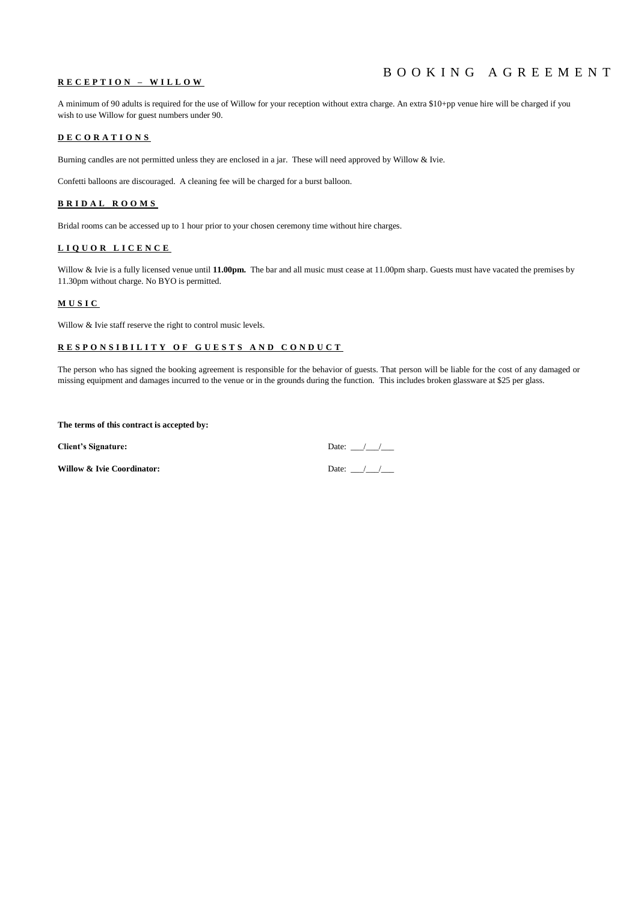## RECEPTION – WILLOW

A minimum of 90 adults is required for the use of Willow for your reception without extra charge. An extra $10+pp venue hire will be charged if you wish to use Willow for guest numbers under 90.

## DECORATIONS

Burning candles are not permitted unless they are enclosed in a jar. These will need approved by Willow & Ivie.

Confetti balloons are discouraged. A cleaning fee will be charged for a burst balloon.

## BRIDAL ROOMS

Bridal rooms can be accessed up to 1 hour prior to your chosen ceremony time without hire charges.

## LIQUOR LICENCE

Willow & Ivie is a fully licensed venue until **11.00pm.** The bar and all music must cease at 11.00pm sharp. Guests must have vacated the premises by 11.30pm without charge. No BYO is permitted.

## MUSIC

Willow & Ivie staff reserve the right to control music levels.

## RESPONSIBILITY OF GUESTS AND CONDUCT

The person who has signed the booking agreement is responsible for the behavior of guests. That person will be liable for the cost of any damaged or missing equipment and damages incurred to the venue or in the grounds during the function. This includes broken glassware at $25 per glass.

**The terms of this contract is accepted by:**

**Client's Signature:** Date: \_\_\_/\_\_\_/\_\_\_

**Willow & Ivie Coordinator:** Date: \_\_\_/\_\_\_/\_\_\_